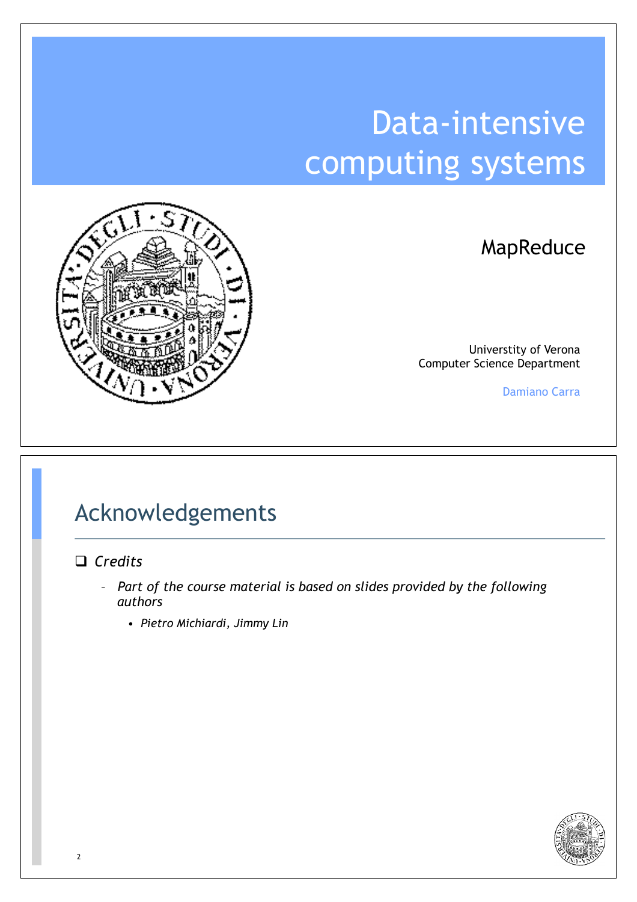# Data-intensive computing systems

## MapReduce

Universtity of Verona
Computer Science Department

Damiano Carra

---

## Acknowledgements

- *Credits*
  - *Part of the course material is based on slides provided by the following authors*
    - *Pietro Michiardi, Jimmy Lin*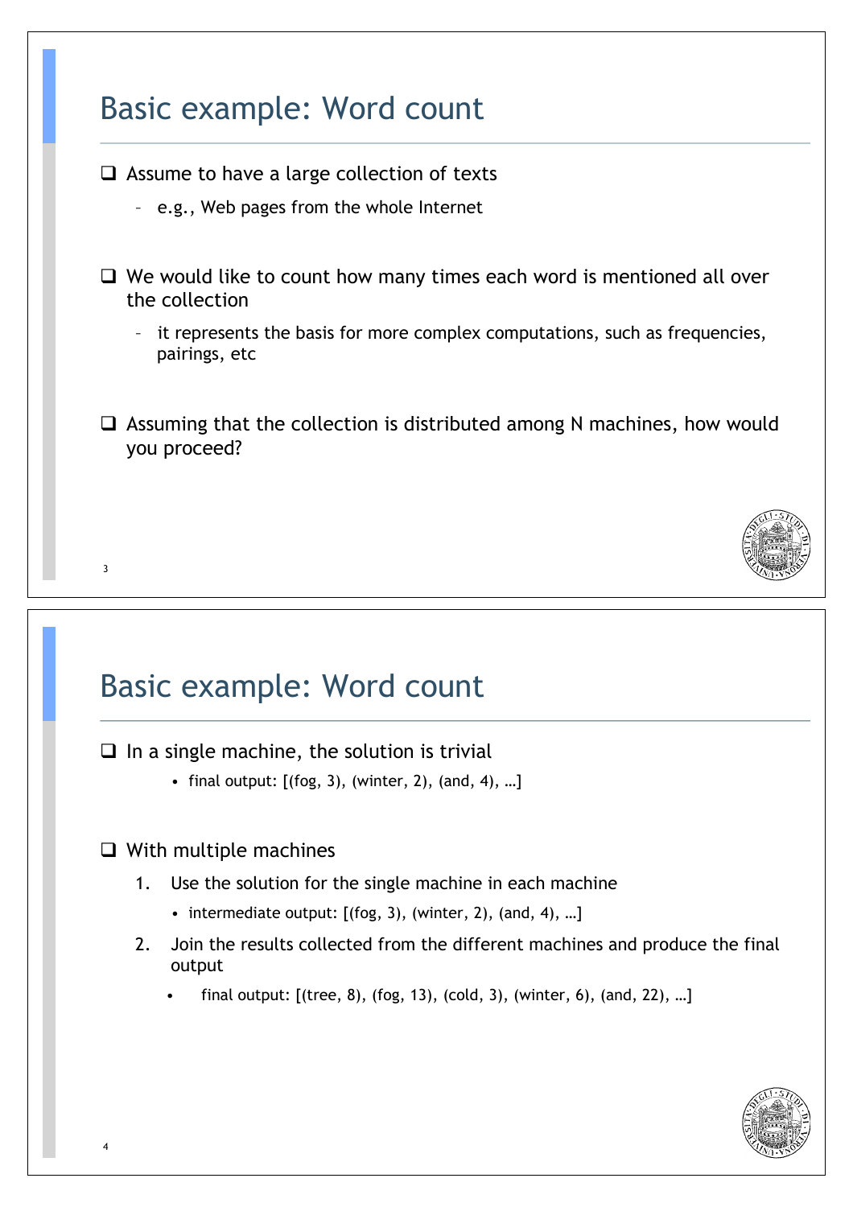## Basic example: Word count

- Assume to have a large collection of texts
  - e.g., Web pages from the whole Internet
- We would like to count how many times each word is mentioned all over the collection
  - it represents the basis for more complex computations, such as frequencies, pairings, etc
- Assuming that the collection is distributed among N machines, how would you proceed?

## Basic example: Word count

- In a single machine, the solution is trivial
  - final output: [(fog, 3), (winter, 2), (and, 4), …]
- With multiple machines
  1. Use the solution for the single machine in each machine
     - intermediate output: [(fog, 3), (winter, 2), (and, 4), …]
  2. Join the results collected from the different machines and produce the final output
     - final output: [(tree, 8), (fog, 13), (cold, 3), (winter, 6), (and, 22), …]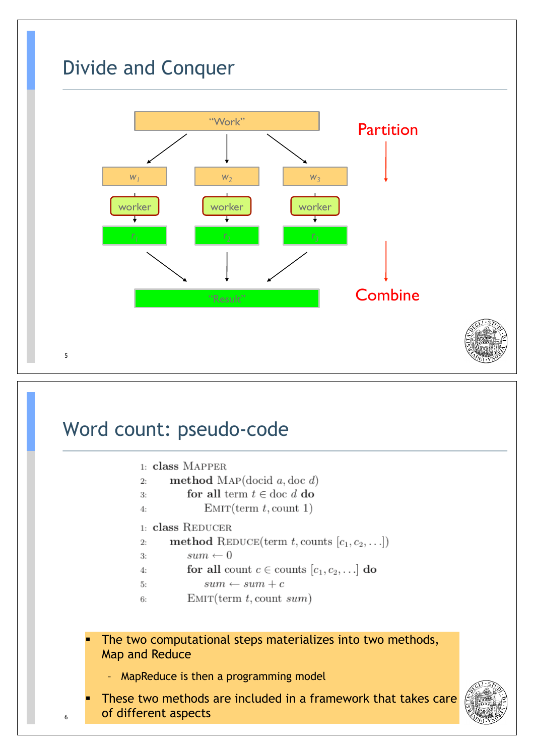# Divide and Conquer

"Work"

$w_1$ | $w_2$ | $w_3$

worker | worker | worker

$r_1$ | $r_2$ | $r_3$

"Result"

Partition

Combine

# Word count: pseudo-code

```
1: class MAPPER
2:     method MAP(docid a, doc d)
3:         for all term t ∈ doc d do
4:             EMIT(term t, count 1)

1: class REDUCER
2:     method REDUCE(term t, counts [c1, c2, ...])
3:         sum ← 0
4:         for all count c ∈ counts [c1, c2, ...] do
5:             sum ← sum + c
6:         EMIT(term t, count sum)
```

- The two computational steps materializes into two methods, Map and Reduce
  - MapReduce is then a programming model
- These two methods are included in a framework that takes care of different aspects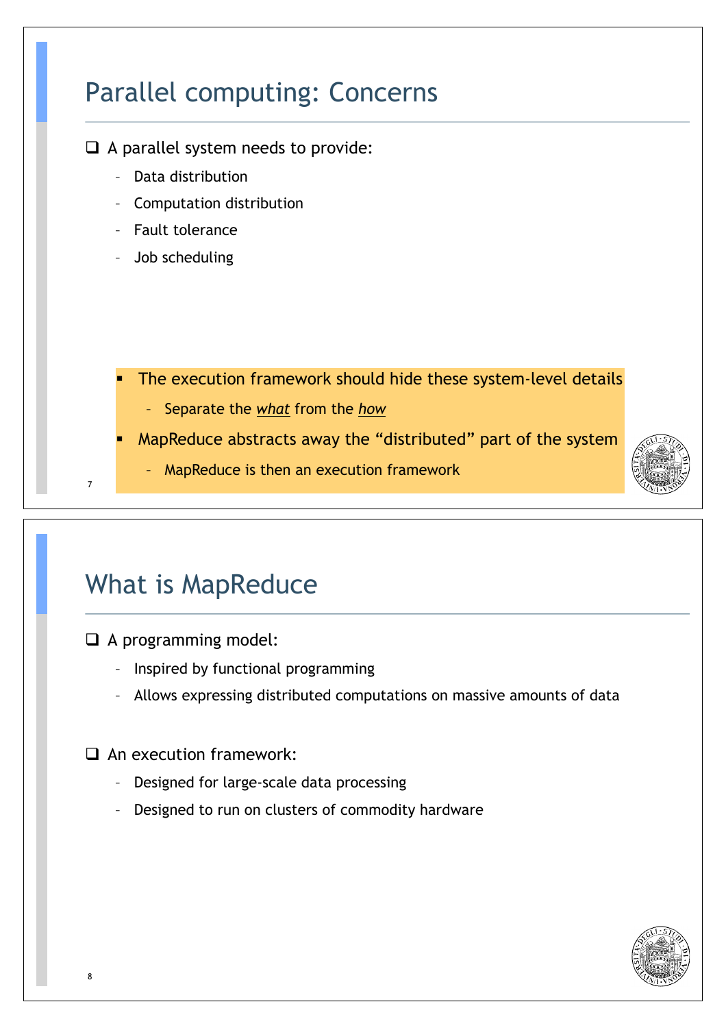## Parallel computing: Concerns

- A parallel system needs to provide:
  - Data distribution
  - Computation distribution
  - Fault tolerance
  - Job scheduling

- The execution framework should hide these system-level details
  - Separate the ***what*** from the ***how***
- MapReduce abstracts away the "distributed" part of the system
  - MapReduce is then an execution framework

## What is MapReduce

- A programming model:
  - Inspired by functional programming
  - Allows expressing distributed computations on massive amounts of data

- An execution framework:
  - Designed for large-scale data processing
  - Designed to run on clusters of commodity hardware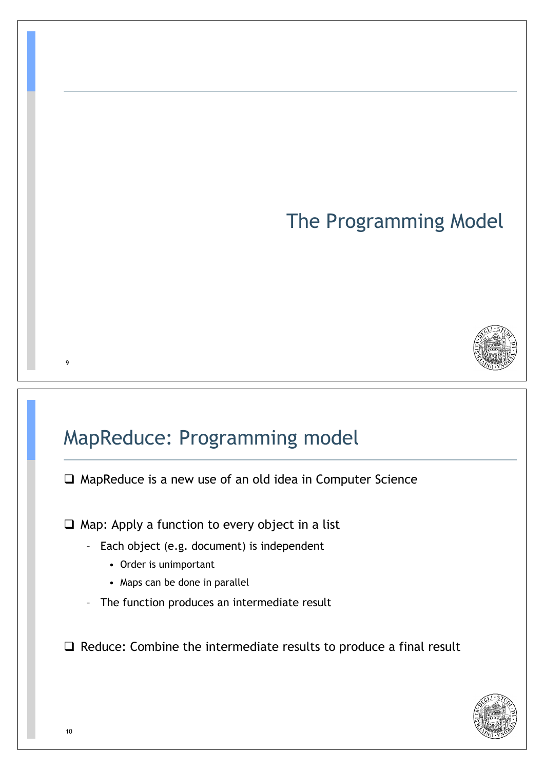# The Programming Model

## MapReduce: Programming model

- MapReduce is a new use of an old idea in Computer Science
- Map: Apply a function to every object in a list
  - Each object (e.g. document) is independent
    - Order is unimportant
    - Maps can be done in parallel
  - The function produces an intermediate result
- Reduce: Combine the intermediate results to produce a final result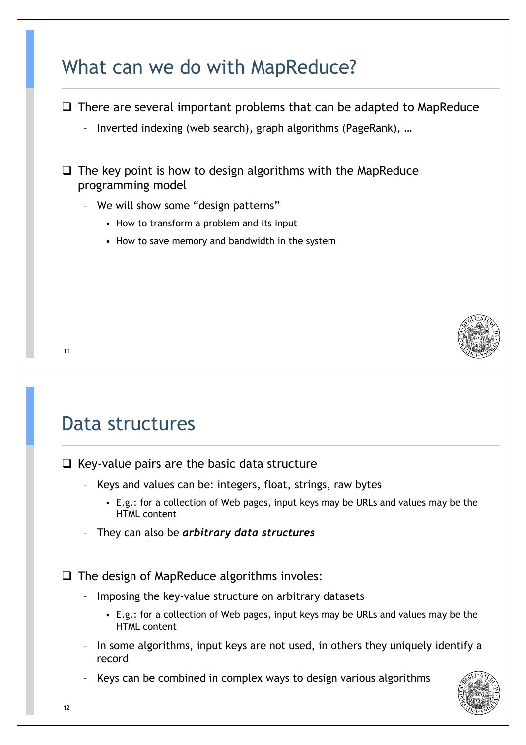## What can we do with MapReduce?

- There are several important problems that can be adapted to MapReduce
  - Inverted indexing (web search), graph algorithms (PageRank), …
- The key point is how to design algorithms with the MapReduce programming model
  - We will show some "design patterns"
    - How to transform a problem and its input
    - How to save memory and bandwidth in the system

## Data structures

- Key-value pairs are the basic data structure
  - Keys and values can be: integers, float, strings, raw bytes
    - E.g.: for a collection of Web pages, input keys may be URLs and values may be the HTML content
  - They can also be ***arbitrary data structures***
- The design of MapReduce algorithms involes:
  - Imposing the key-value structure on arbitrary datasets
    - E.g.: for a collection of Web pages, input keys may be URLs and values may be the HTML content
  - In some algorithms, input keys are not used, in others they uniquely identify a record
  - Keys can be combined in complex ways to design various algorithms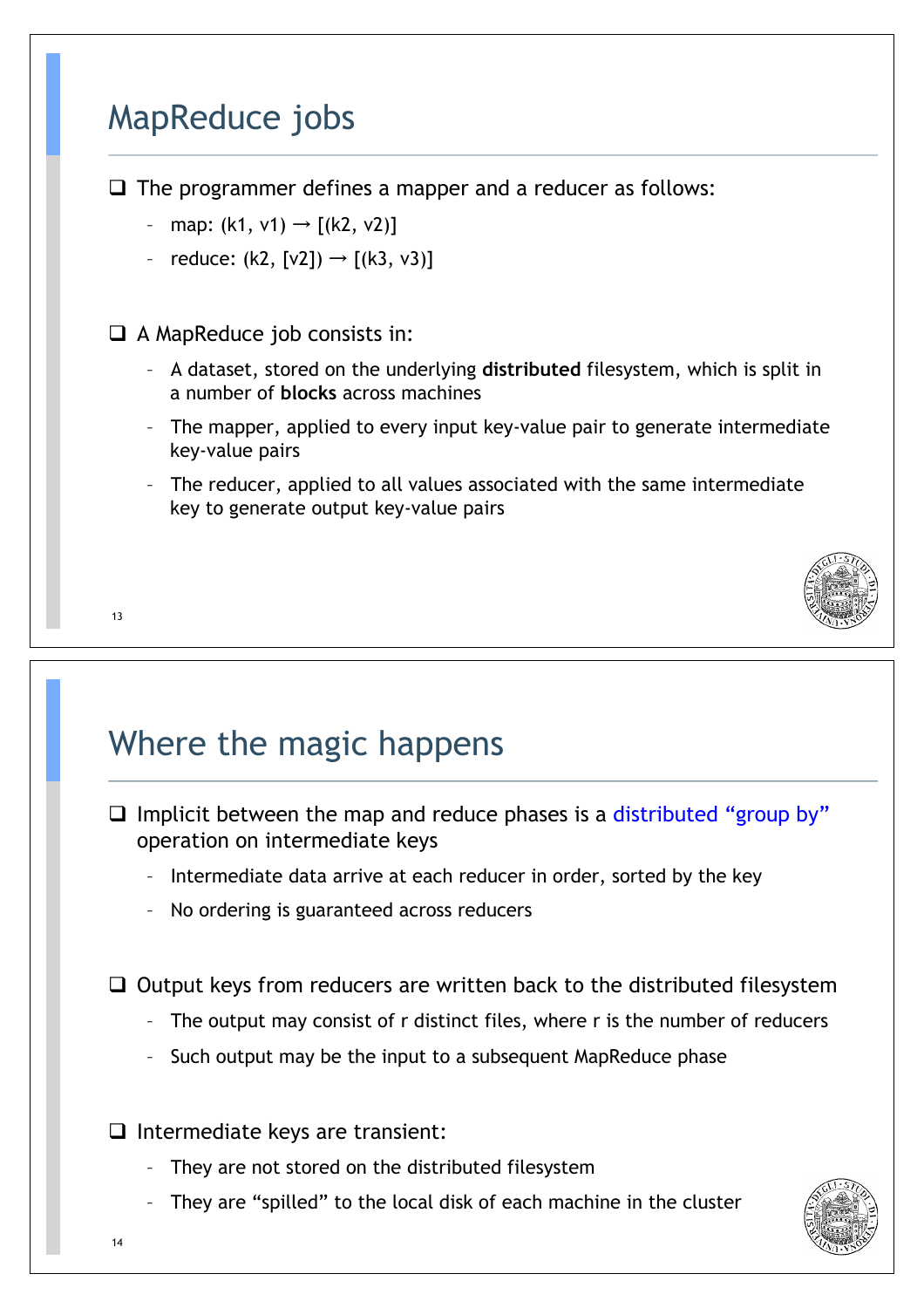# MapReduce jobs

- The programmer defines a mapper and a reducer as follows:
  - map: (k1, v1) → [(k2, v2)]
  - reduce: (k2, [v2]) → [(k3, v3)]

- A MapReduce job consists in:
  - A dataset, stored on the underlying **distributed** filesystem, which is split in a number of **blocks** across machines
  - The mapper, applied to every input key-value pair to generate intermediate key-value pairs
  - The reducer, applied to all values associated with the same intermediate key to generate output key-value pairs

# Where the magic happens

- Implicit between the map and reduce phases is a distributed "group by" operation on intermediate keys
  - Intermediate data arrive at each reducer in order, sorted by the key
  - No ordering is guaranteed across reducers

- Output keys from reducers are written back to the distributed filesystem
  - The output may consist of r distinct files, where r is the number of reducers
  - Such output may be the input to a subsequent MapReduce phase

- Intermediate keys are transient:
  - They are not stored on the distributed filesystem
  - They are "spilled" to the local disk of each machine in the cluster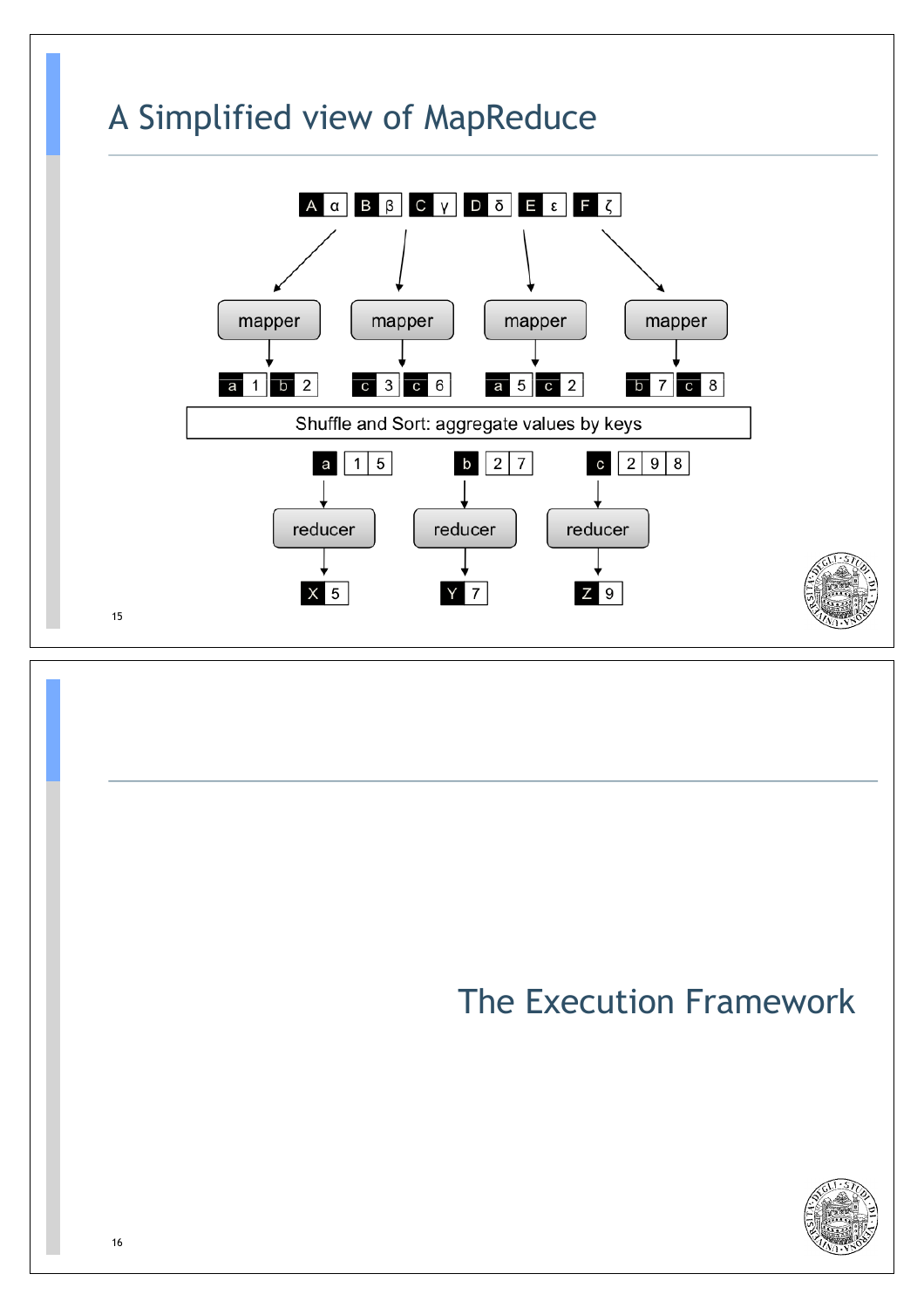# A Simplified view of MapReduce

A α | B β | C γ | D δ | E ε | F ζ

mapper → a 1, b 2

mapper → c 3, c 6

mapper → a 5, c 2

mapper → b 7, c 8

Shuffle and Sort: aggregate values by keys

a → 1 5 → reducer → X 5

b → 2 7 → reducer → Y 7

c → 2 9 8 → reducer → Z 9

# The Execution Framework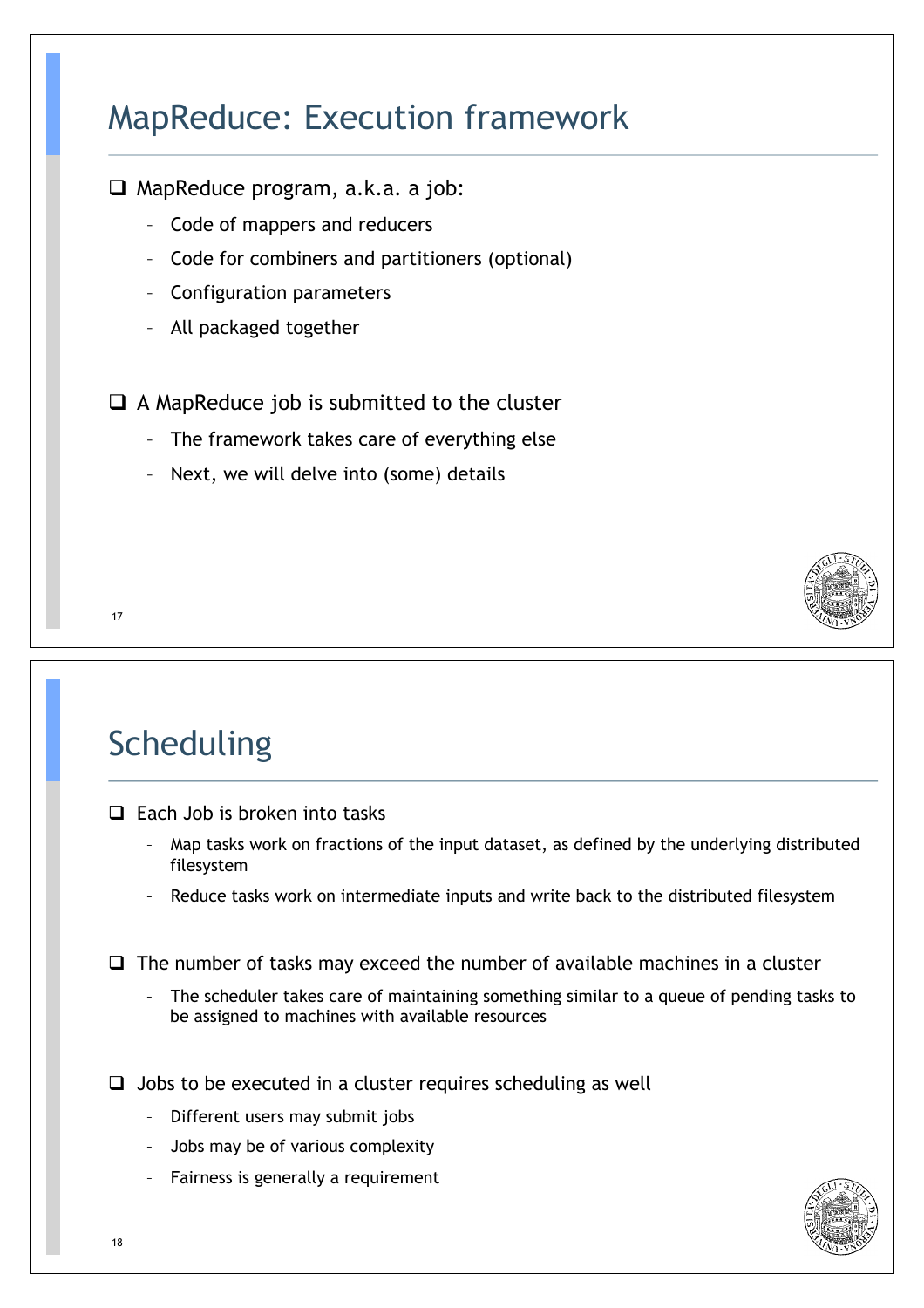# MapReduce: Execution framework

- MapReduce program, a.k.a. a job:
  - Code of mappers and reducers
  - Code for combiners and partitioners (optional)
  - Configuration parameters
  - All packaged together

- A MapReduce job is submitted to the cluster
  - The framework takes care of everything else
  - Next, we will delve into (some) details

# Scheduling

- Each Job is broken into tasks
  - Map tasks work on fractions of the input dataset, as defined by the underlying distributed filesystem
  - Reduce tasks work on intermediate inputs and write back to the distributed filesystem

- The number of tasks may exceed the number of available machines in a cluster
  - The scheduler takes care of maintaining something similar to a queue of pending tasks to be assigned to machines with available resources

- Jobs to be executed in a cluster requires scheduling as well
  - Different users may submit jobs
  - Jobs may be of various complexity
  - Fairness is generally a requirement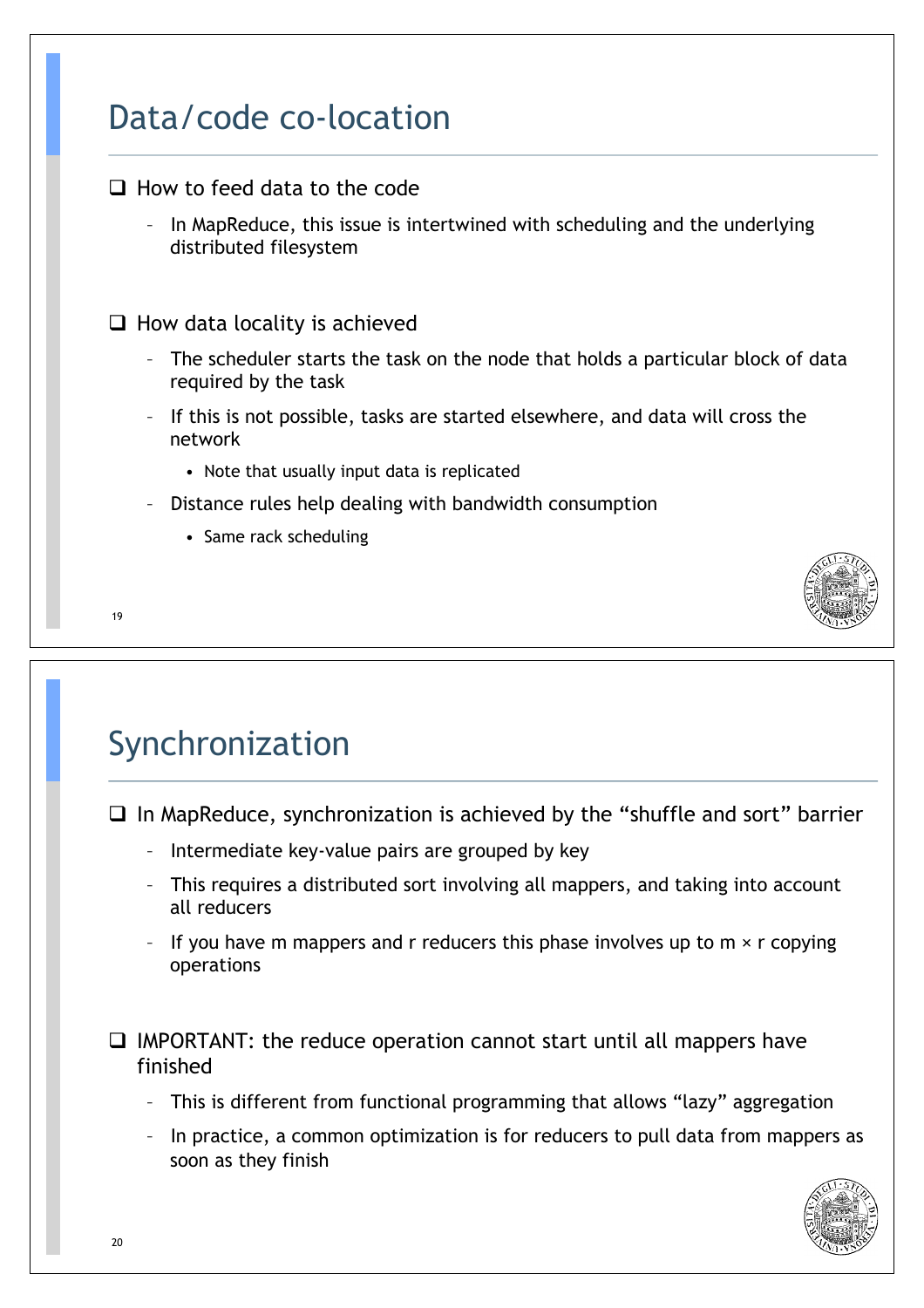## Data/code co-location

- How to feed data to the code
  - In MapReduce, this issue is intertwined with scheduling and the underlying distributed filesystem

- How data locality is achieved
  - The scheduler starts the task on the node that holds a particular block of data required by the task
  - If this is not possible, tasks are started elsewhere, and data will cross the network
    - Note that usually input data is replicated
  - Distance rules help dealing with bandwidth consumption
    - Same rack scheduling

## Synchronization

- In MapReduce, synchronization is achieved by the "shuffle and sort" barrier
  - Intermediate key-value pairs are grouped by key
  - This requires a distributed sort involving all mappers, and taking into account all reducers
  - If you have m mappers and r reducers this phase involves up to $m \times r$ copying operations

- IMPORTANT: the reduce operation cannot start until all mappers have finished
  - This is different from functional programming that allows "lazy" aggregation
  - In practice, a common optimization is for reducers to pull data from mappers as soon as they finish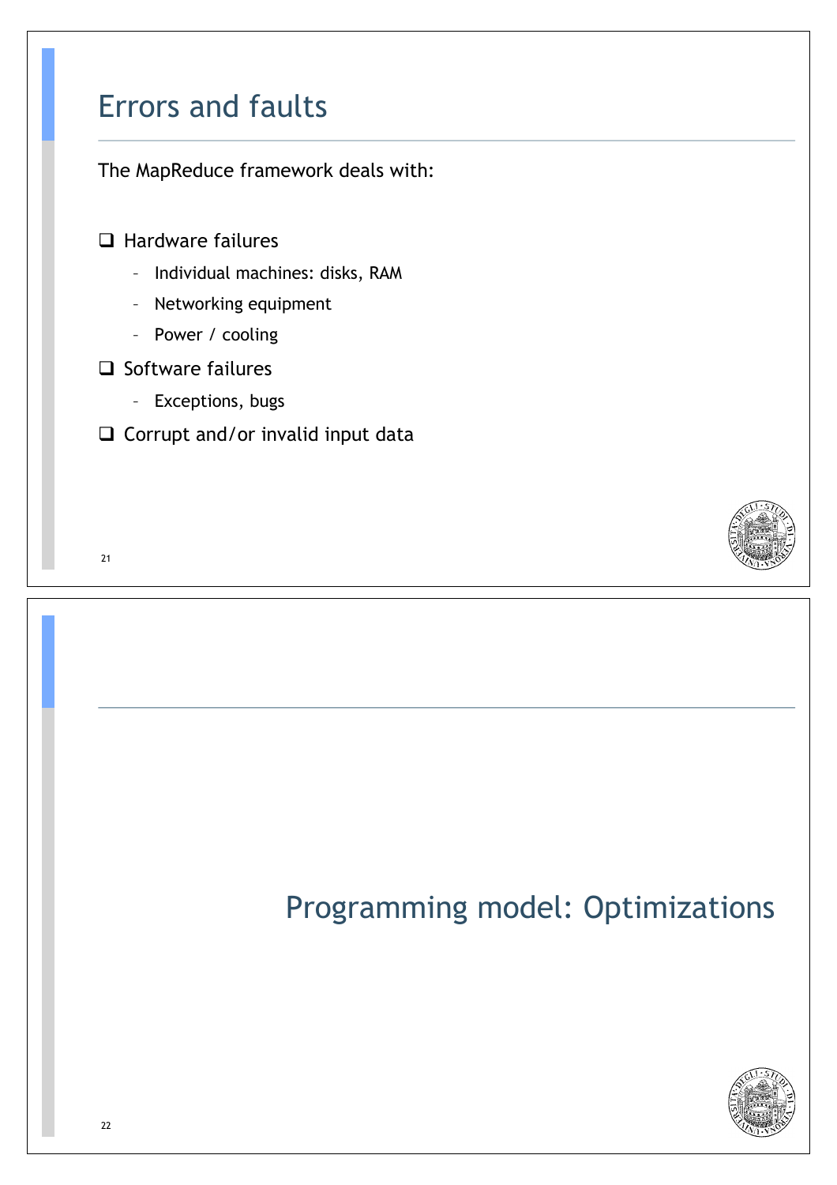# Errors and faults

The MapReduce framework deals with:

- Hardware failures
  - Individual machines: disks, RAM
  - Networking equipment
  - Power / cooling
- Software failures
  - Exceptions, bugs
- Corrupt and/or invalid input data

# Programming model: Optimizations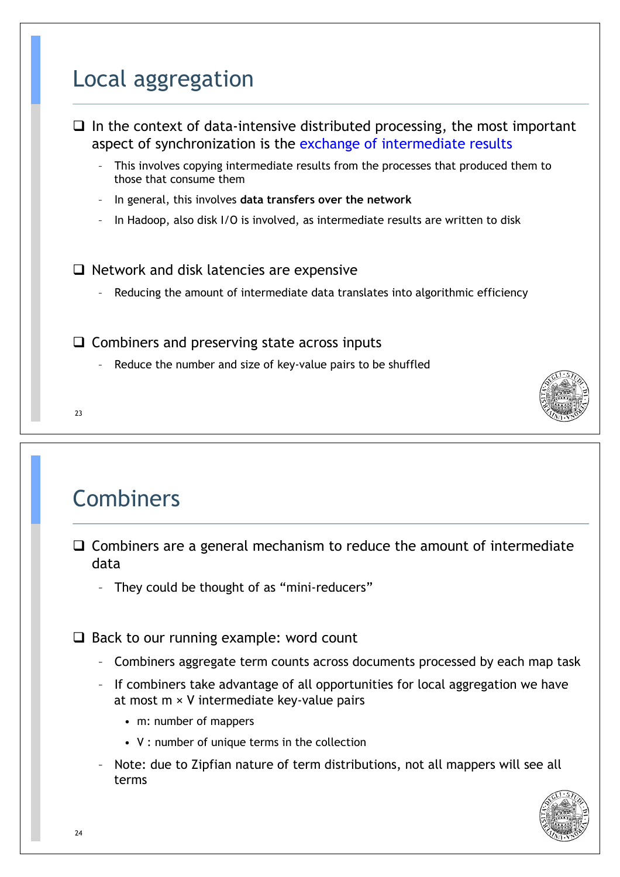## Local aggregation

- In the context of data-intensive distributed processing, the most important aspect of synchronization is the exchange of intermediate results
  - This involves copying intermediate results from the processes that produced them to those that consume them
  - In general, this involves **data transfers over the network**
  - In Hadoop, also disk I/O is involved, as intermediate results are written to disk

- Network and disk latencies are expensive
  - Reducing the amount of intermediate data translates into algorithmic efficiency

- Combiners and preserving state across inputs
  - Reduce the number and size of key-value pairs to be shuffled

## Combiners

- Combiners are a general mechanism to reduce the amount of intermediate data
  - They could be thought of as "mini-reducers"

- Back to our running example: word count
  - Combiners aggregate term counts across documents processed by each map task
  - If combiners take advantage of all opportunities for local aggregation we have at most $m \times V$ intermediate key-value pairs
    - m: number of mappers
    - V : number of unique terms in the collection
  - Note: due to Zipfian nature of term distributions, not all mappers will see all terms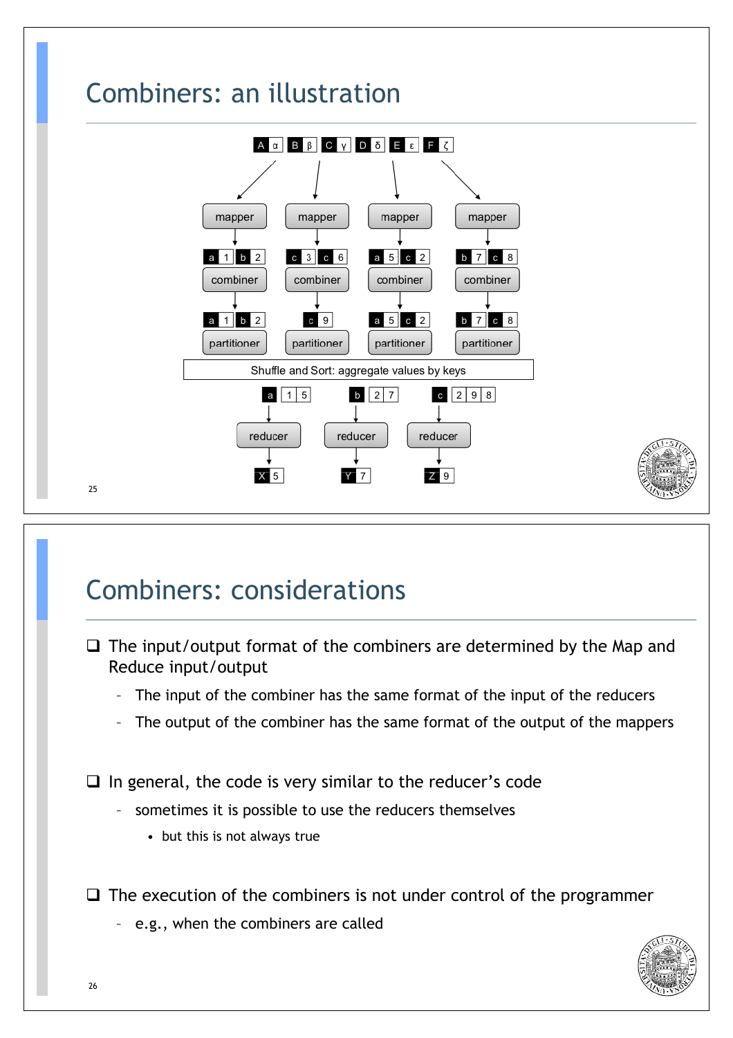# Combiners: an illustration

A α B β C γ D δ E ε F ζ

| mapper | mapper | mapper | mapper |
|---|---|---|---|
| a 1 b 2 | c 3 c 6 | a 5 c 2 | b 7 c 8 |
| combiner | combiner | combiner | combiner |
| a 1 b 2 | c 9 | a 5 c 2 | b 7 c 8 |
| partitioner | partitioner | partitioner | partitioner |

Shuffle and Sort: aggregate values by keys

| a 1 5 | b 2 7 | c 2 9 8 |
|---|---|---|
| reducer | reducer | reducer |
| X 5 | Y 7 | Z 9 |

# Combiners: considerations

- The input/output format of the combiners are determined by the Map and Reduce input/output
  - The input of the combiner has the same format of the input of the reducers
  - The output of the combiner has the same format of the output of the mappers
- In general, the code is very similar to the reducer's code
  - sometimes it is possible to use the reducers themselves
    - but this is not always true
- The execution of the combiners is not under control of the programmer
  - e.g., when the combiners are called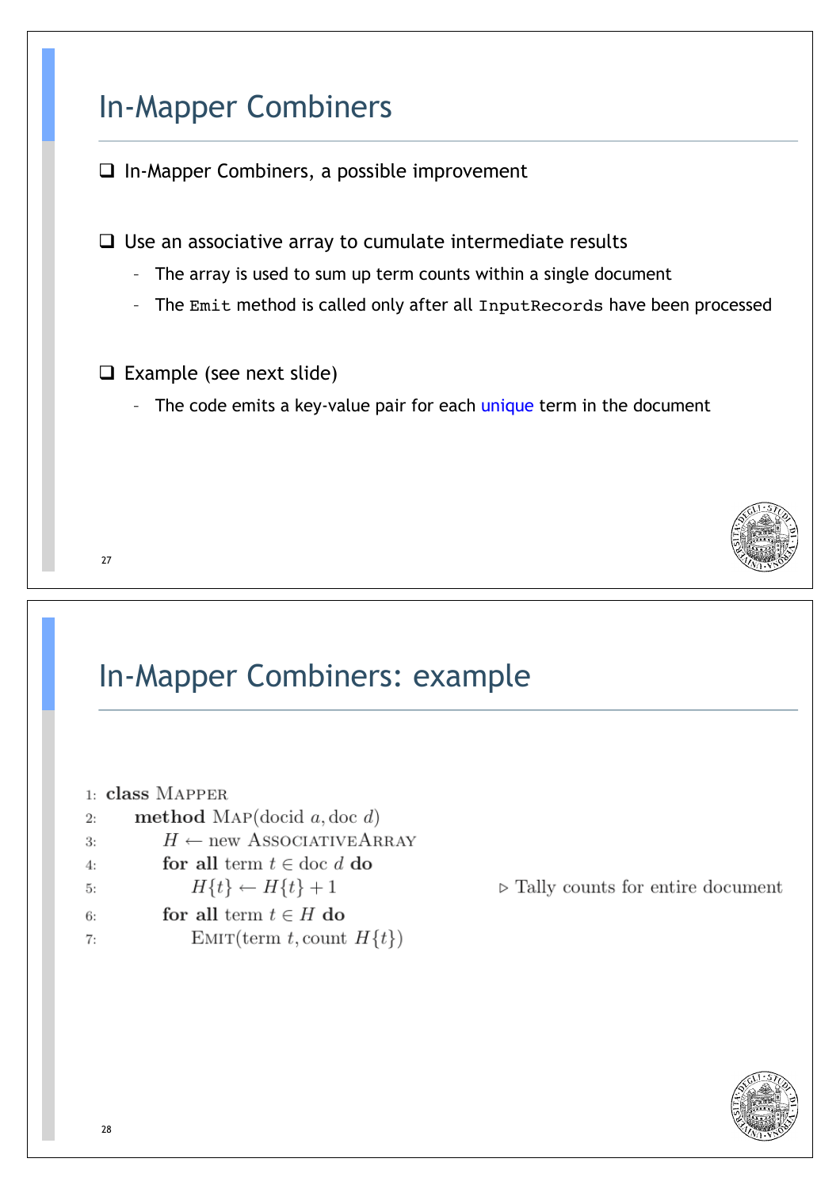# In-Mapper Combiners

- In-Mapper Combiners, a possible improvement

- Use an associative array to cumulate intermediate results
  - The array is used to sum up term counts within a single document
  - The `Emit` method is called only after all `InputRecords` have been processed

- Example (see next slide)
  - The code emits a key-value pair for each unique term in the document

# In-Mapper Combiners: example

```
1: class Mapper
2:     method Map(docid a, doc d)
3:         H ← new AssociativeArray
4:         for all term t ∈ doc d do
5:             H{t} ← H{t} + 1                    ▷ Tally counts for entire document
6:         for all term t ∈ H do
7:             Emit(term t, count H{t})
```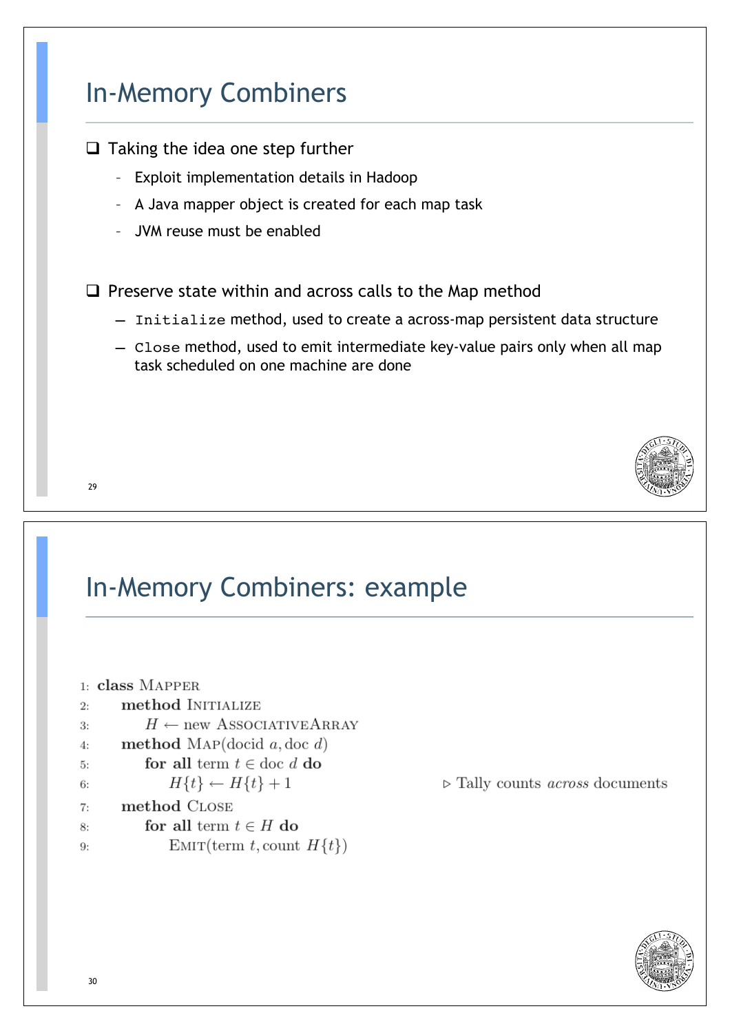# In-Memory Combiners

- Taking the idea one step further
  - Exploit implementation details in Hadoop
  - A Java mapper object is created for each map task
  - JVM reuse must be enabled

- Preserve state within and across calls to the Map method
  - `Initialize` method, used to create a across-map persistent data structure
  - `Close` method, used to emit intermediate key-value pairs only when all map task scheduled on one machine are done

# In-Memory Combiners: example

```
1: class Mapper
2:     method Initialize
3:         H ← new AssociativeArray
4:     method Map(docid a, doc d)
5:         for all term t ∈ doc d do
6:             H{t} ← H{t} + 1                    ▷ Tally counts across documents
7:     method Close
8:         for all term t ∈ H do
9:             Emit(term t, count H{t})
```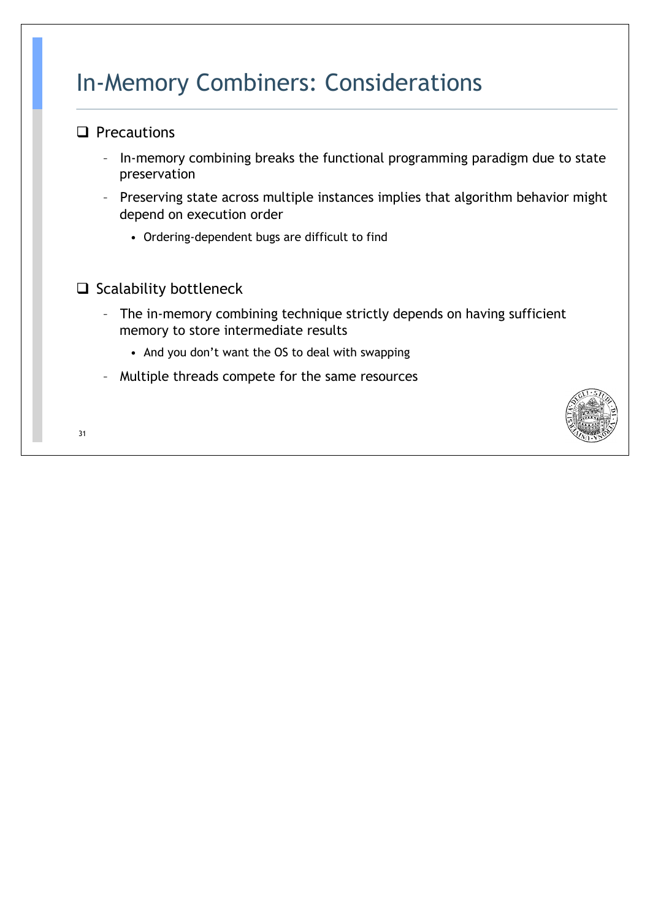# In-Memory Combiners: Considerations

- Precautions
  - In-memory combining breaks the functional programming paradigm due to state preservation
  - Preserving state across multiple instances implies that algorithm behavior might depend on execution order
    - Ordering-dependent bugs are difficult to find

- Scalability bottleneck
  - The in-memory combining technique strictly depends on having sufficient memory to store intermediate results
    - And you don't want the OS to deal with swapping
  - Multiple threads compete for the same resources